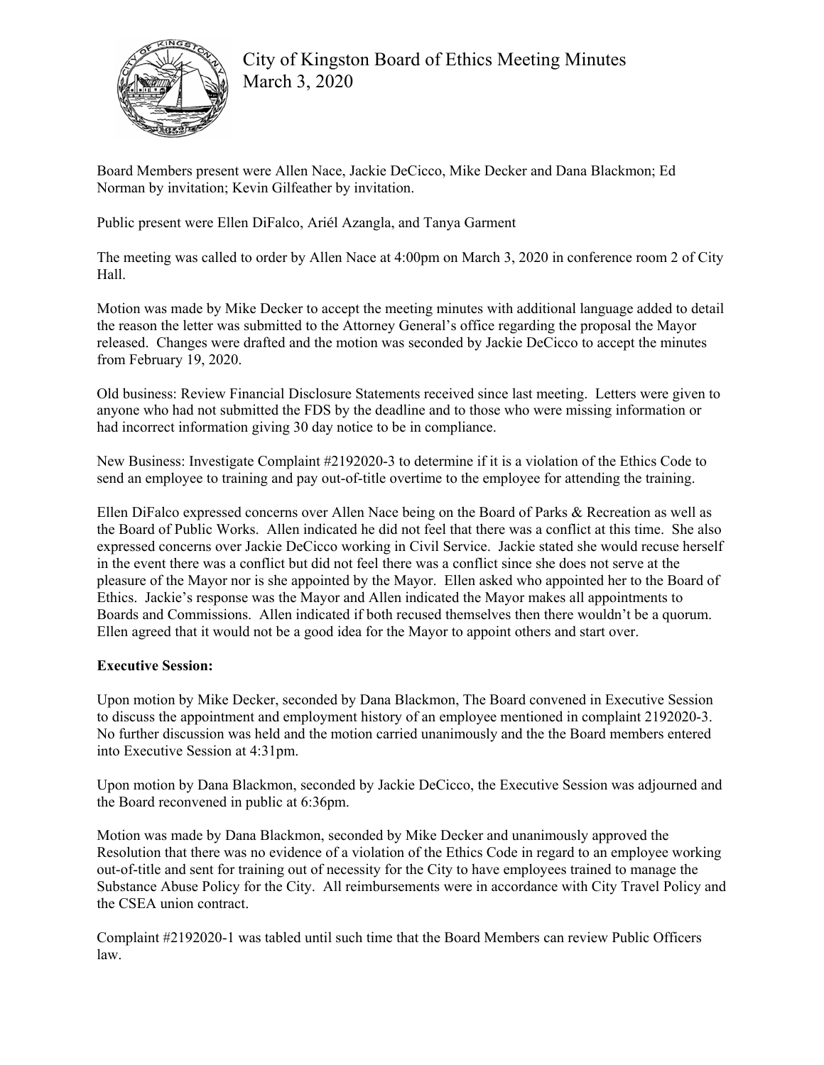# City of Kingston Board of Ethics Meeting Minutes
March 3, 2020

Board Members present were Allen Nace, Jackie DeCicco, Mike Decker and Dana Blackmon; Ed Norman by invitation; Kevin Gilfeather by invitation.

Public present were Ellen DiFalco, Ariél Azangla, and Tanya Garment

The meeting was called to order by Allen Nace at 4:00pm on March 3, 2020 in conference room 2 of City Hall.

Motion was made by Mike Decker to accept the meeting minutes with additional language added to detail the reason the letter was submitted to the Attorney General's office regarding the proposal the Mayor released. Changes were drafted and the motion was seconded by Jackie DeCicco to accept the minutes from February 19, 2020.

Old business: Review Financial Disclosure Statements received since last meeting. Letters were given to anyone who had not submitted the FDS by the deadline and to those who were missing information or had incorrect information giving 30 day notice to be in compliance.

New Business: Investigate Complaint #2192020-3 to determine if it is a violation of the Ethics Code to send an employee to training and pay out-of-title overtime to the employee for attending the training.

Ellen DiFalco expressed concerns over Allen Nace being on the Board of Parks & Recreation as well as the Board of Public Works. Allen indicated he did not feel that there was a conflict at this time. She also expressed concerns over Jackie DeCicco working in Civil Service. Jackie stated she would recuse herself in the event there was a conflict but did not feel there was a conflict since she does not serve at the pleasure of the Mayor nor is she appointed by the Mayor. Ellen asked who appointed her to the Board of Ethics. Jackie's response was the Mayor and Allen indicated the Mayor makes all appointments to Boards and Commissions. Allen indicated if both recused themselves then there wouldn't be a quorum. Ellen agreed that it would not be a good idea for the Mayor to appoint others and start over.

**Executive Session:**

Upon motion by Mike Decker, seconded by Dana Blackmon, The Board convened in Executive Session to discuss the appointment and employment history of an employee mentioned in complaint 2192020-3. No further discussion was held and the motion carried unanimously and the the Board members entered into Executive Session at 4:31pm.

Upon motion by Dana Blackmon, seconded by Jackie DeCicco, the Executive Session was adjourned and the Board reconvened in public at 6:36pm.

Motion was made by Dana Blackmon, seconded by Mike Decker and unanimously approved the Resolution that there was no evidence of a violation of the Ethics Code in regard to an employee working out-of-title and sent for training out of necessity for the City to have employees trained to manage the Substance Abuse Policy for the City. All reimbursements were in accordance with City Travel Policy and the CSEA union contract.

Complaint #2192020-1 was tabled until such time that the Board Members can review Public Officers law.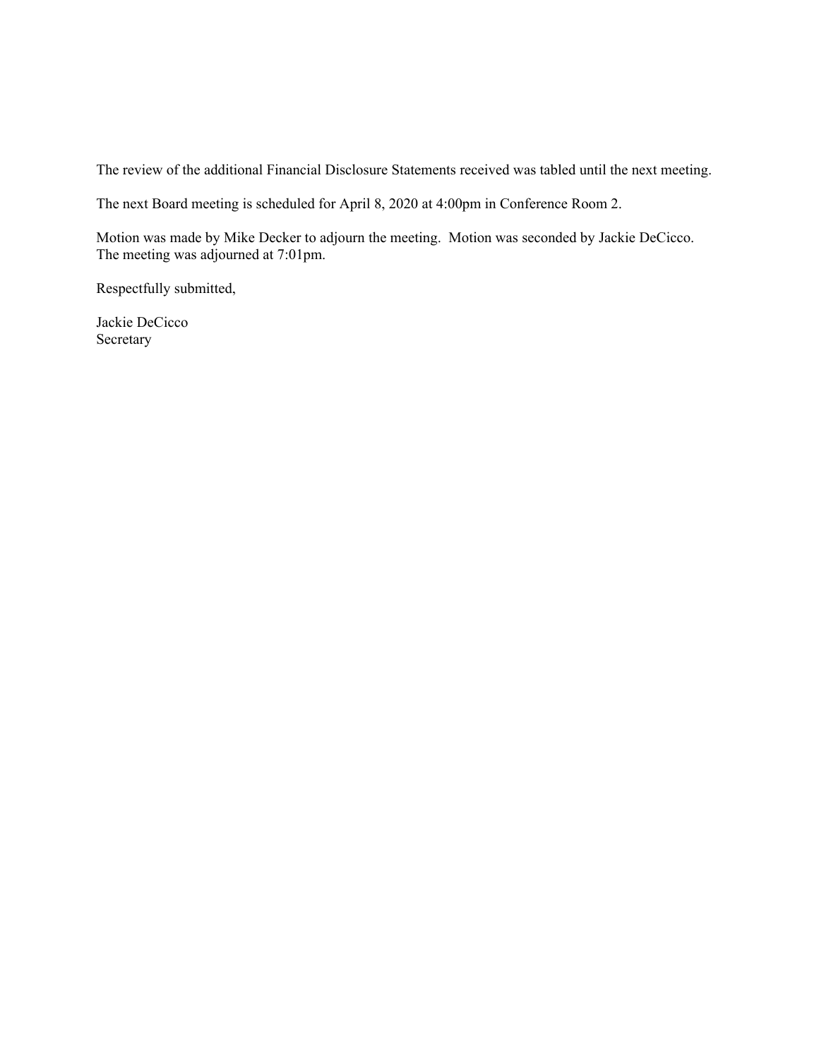The review of the additional Financial Disclosure Statements received was tabled until the next meeting.

The next Board meeting is scheduled for April 8, 2020 at 4:00pm in Conference Room 2.

Motion was made by Mike Decker to adjourn the meeting. Motion was seconded by Jackie DeCicco. The meeting was adjourned at 7:01pm.

Respectfully submitted,

Jackie DeCicco
Secretary